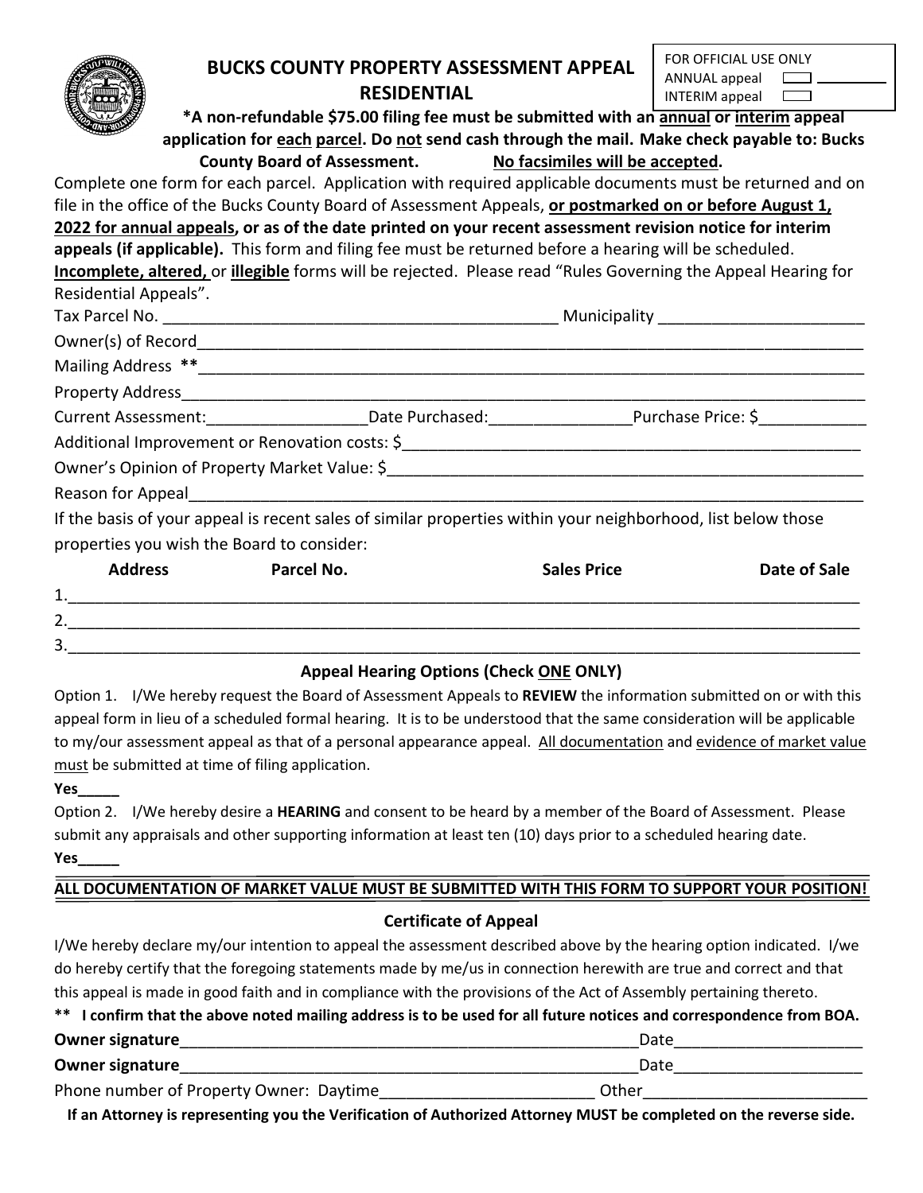FOR OFFICIAL USE ONLY
ANNUAL appeal ☐ ________
INTERIM appeal ☐

# BUCKS COUNTY PROPERTY ASSESSMENT APPEAL RESIDENTIAL

**\*A non-refundable $75.00 filing fee must be submitted with an annual or interim appeal application for each parcel. Do not send cash through the mail. Make check payable to: Bucks County Board of Assessment. No facsimiles will be accepted.**

Complete one form for each parcel. Application with required applicable documents must be returned and on file in the office of the Bucks County Board of Assessment Appeals, **or postmarked on or before August 1, 2022 for annual appeals, or as of the date printed on your recent assessment revision notice for interim appeals (if applicable).** This form and filing fee must be returned before a hearing will be scheduled. **Incomplete, altered,** or **illegible** forms will be rejected. Please read "Rules Governing the Appeal Hearing for Residential Appeals".

Tax Parcel No. ____________________________________________ Municipality ______________________

Owner(s) of Record__________________________________________________________________________

Mailing Address **___________________________________________________________________________

Property Address____________________________________________________________________________

Current Assessment:_________________Date Purchased:_______________Purchase Price: $___________

Additional Improvement or Renovation costs: $______________________________________________________

Owner's Opinion of Property Market Value: $________________________________________________________

Reason for Appeal____________________________________________________________________________

If the basis of your appeal is recent sales of similar properties within your neighborhood, list below those properties you wish the Board to consider:

| | Address | Parcel No. | Sales Price | Date of Sale |
|---|---|---|---|---|
| 1. | | | | |
| 2. | | | | |
| 3. | | | | |

### Appeal Hearing Options (Check ONE ONLY)

Option 1. I/We hereby request the Board of Assessment Appeals to **REVIEW** the information submitted on or with this appeal form in lieu of a scheduled formal hearing. It is to be understood that the same consideration will be applicable to my/our assessment appeal as that of a personal appearance appeal. All documentation and evidence of market value must be submitted at time of filing application.

**Yes_____**

Option 2. I/We hereby desire a **HEARING** and consent to be heard by a member of the Board of Assessment. Please submit any appraisals and other supporting information at least ten (10) days prior to a scheduled hearing date.

**Yes_____**

**ALL DOCUMENTATION OF MARKET VALUE MUST BE SUBMITTED WITH THIS FORM TO SUPPORT YOUR POSITION!**

### Certificate of Appeal

I/We hereby declare my/our intention to appeal the assessment described above by the hearing option indicated. I/we do hereby certify that the foregoing statements made by me/us in connection herewith are true and correct and that this appeal is made in good faith and in compliance with the provisions of the Act of Assembly pertaining thereto.

**\*\* I confirm that the above noted mailing address is to be used for all future notices and correspondence from BOA.**

**Owner signature**_____________________________________________________Date_____________________

**Owner signature**_____________________________________________________Date_____________________

Phone number of Property Owner: Daytime________________________ Other_________________________

**If an Attorney is representing you the Verification of Authorized Attorney MUST be completed on the reverse side.**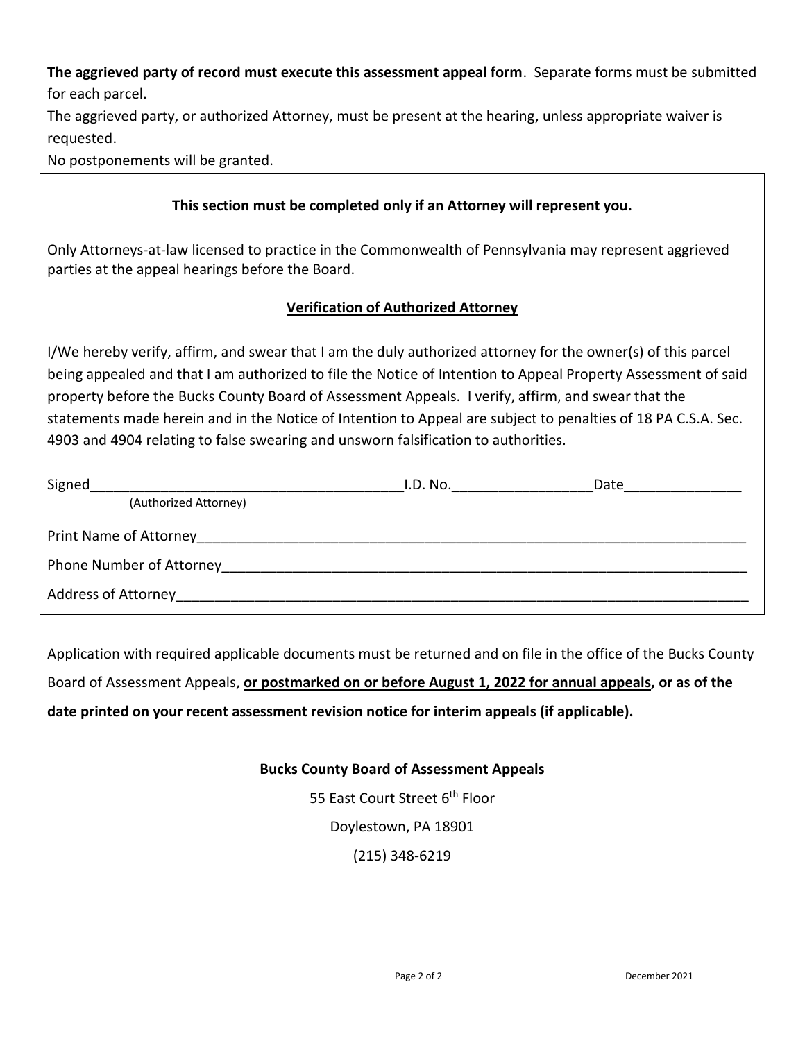**The aggrieved party of record must execute this assessment appeal form**. Separate forms must be submitted for each parcel.

The aggrieved party, or authorized Attorney, must be present at the hearing, unless appropriate waiver is requested.

No postponements will be granted.

**This section must be completed only if an Attorney will represent you.**

Only Attorneys-at-law licensed to practice in the Commonwealth of Pennsylvania may represent aggrieved parties at the appeal hearings before the Board.

**Verification of Authorized Attorney**

I/We hereby verify, affirm, and swear that I am the duly authorized attorney for the owner(s) of this parcel being appealed and that I am authorized to file the Notice of Intention to Appeal Property Assessment of said property before the Bucks County Board of Assessment Appeals. I verify, affirm, and swear that the statements made herein and in the Notice of Intention to Appeal are subject to penalties of 18 PA C.S.A. Sec. 4903 and 4904 relating to false swearing and unsworn falsification to authorities.

Signed________________________________________I.D. No.__________________Date_______________
(Authorized Attorney)

Print Name of Attorney___________________________________________________________________________

Phone Number of Attorney________________________________________________________________________

Address of Attorney______________________________________________________________________________

Application with required applicable documents must be returned and on file in the office of the Bucks County Board of Assessment Appeals, **or postmarked on or before August 1, 2022 for annual appeals, or as of the date printed on your recent assessment revision notice for interim appeals (if applicable).**

**Bucks County Board of Assessment Appeals**

55 East Court Street 6th Floor

Doylestown, PA 18901

(215) 348-6219

December 2021